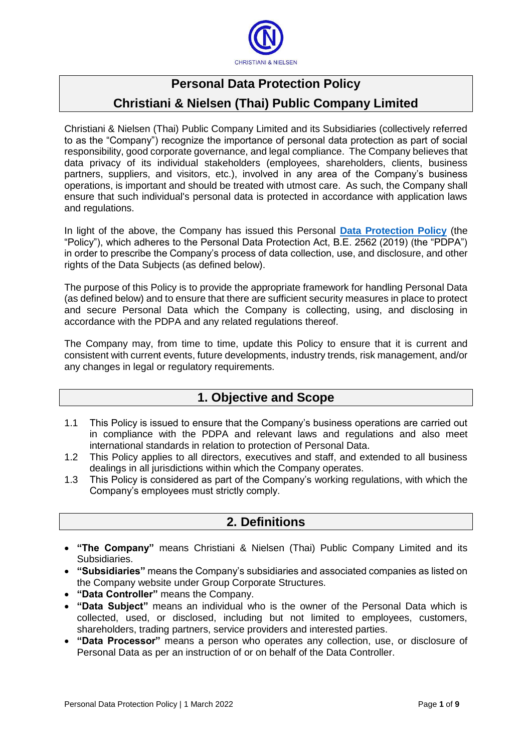# Personal Data Protection Policy

# Christiani & Nielsen (Thai) Public Company Limited

Christiani & Nielsen (Thai) Public Company Limited and its Subsidiaries (collectively referred to as the "Company") recognize the importance of personal data protection as part of social responsibility, good corporate governance, and legal compliance. The Company believes that data privacy of its individual stakeholders (employees, shareholders, clients, business partners, suppliers, and visitors, etc.), involved in any area of the Company's business operations, is important and should be treated with utmost care. As such, the Company shall ensure that such individual's personal data is protected in accordance with application laws and regulations.

In light of the above, the Company has issued this Personal **Data Protection Policy** (the "Policy"), which adheres to the Personal Data Protection Act, B.E. 2562 (2019) (the "PDPA") in order to prescribe the Company's process of data collection, use, and disclosure, and other rights of the Data Subjects (as defined below).

The purpose of this Policy is to provide the appropriate framework for handling Personal Data (as defined below) and to ensure that there are sufficient security measures in place to protect and secure Personal Data which the Company is collecting, using, and disclosing in accordance with the PDPA and any related regulations thereof.

The Company may, from time to time, update this Policy to ensure that it is current and consistent with current events, future developments, industry trends, risk management, and/or any changes in legal or regulatory requirements.

## 1. Objective and Scope

1.1 This Policy is issued to ensure that the Company's business operations are carried out in compliance with the PDPA and relevant laws and regulations and also meet international standards in relation to protection of Personal Data.

1.2 This Policy applies to all directors, executives and staff, and extended to all business dealings in all jurisdictions within which the Company operates.

1.3 This Policy is considered as part of the Company's working regulations, with which the Company's employees must strictly comply.

## 2. Definitions

- **"The Company"** means Christiani & Nielsen (Thai) Public Company Limited and its Subsidiaries.
- **"Subsidiaries"** means the Company's subsidiaries and associated companies as listed on the Company website under Group Corporate Structures.
- **"Data Controller"** means the Company.
- **"Data Subject"** means an individual who is the owner of the Personal Data which is collected, used, or disclosed, including but not limited to employees, customers, shareholders, trading partners, service providers and interested parties.
- **"Data Processor"** means a person who operates any collection, use, or disclosure of Personal Data as per an instruction of or on behalf of the Data Controller.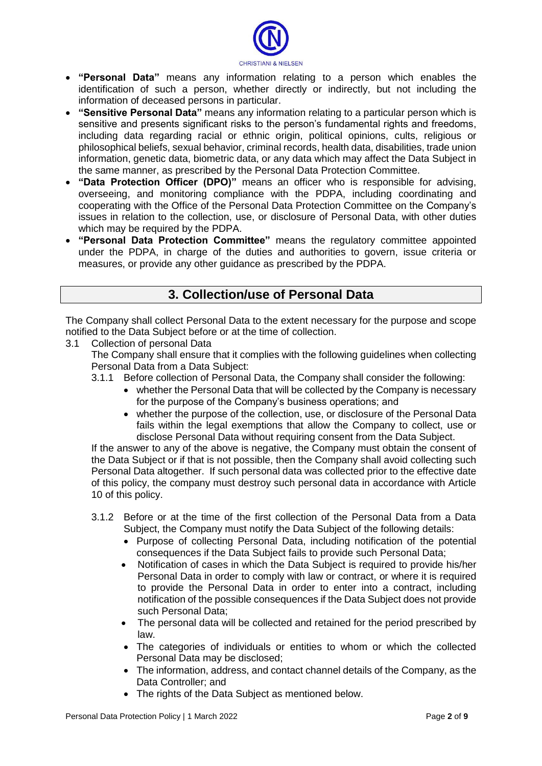- **"Personal Data"** means any information relating to a person which enables the identification of such a person, whether directly or indirectly, but not including the information of deceased persons in particular.
- **"Sensitive Personal Data"** means any information relating to a particular person which is sensitive and presents significant risks to the person's fundamental rights and freedoms, including data regarding racial or ethnic origin, political opinions, cults, religious or philosophical beliefs, sexual behavior, criminal records, health data, disabilities, trade union information, genetic data, biometric data, or any data which may affect the Data Subject in the same manner, as prescribed by the Personal Data Protection Committee.
- **"Data Protection Officer (DPO)"** means an officer who is responsible for advising, overseeing, and monitoring compliance with the PDPA, including coordinating and cooperating with the Office of the Personal Data Protection Committee on the Company's issues in relation to the collection, use, or disclosure of Personal Data, with other duties which may be required by the PDPA.
- **"Personal Data Protection Committee"** means the regulatory committee appointed under the PDPA, in charge of the duties and authorities to govern, issue criteria or measures, or provide any other guidance as prescribed by the PDPA.

## 3. Collection/use of Personal Data

The Company shall collect Personal Data to the extent necessary for the purpose and scope notified to the Data Subject before or at the time of collection.

3.1 Collection of personal Data

The Company shall ensure that it complies with the following guidelines when collecting Personal Data from a Data Subject:

3.1.1 Before collection of Personal Data, the Company shall consider the following:

- whether the Personal Data that will be collected by the Company is necessary for the purpose of the Company's business operations; and
- whether the purpose of the collection, use, or disclosure of the Personal Data fails within the legal exemptions that allow the Company to collect, use or disclose Personal Data without requiring consent from the Data Subject.

If the answer to any of the above is negative, the Company must obtain the consent of the Data Subject or if that is not possible, then the Company shall avoid collecting such Personal Data altogether. If such personal data was collected prior to the effective date of this policy, the company must destroy such personal data in accordance with Article 10 of this policy.

3.1.2 Before or at the time of the first collection of the Personal Data from a Data Subject, the Company must notify the Data Subject of the following details:

- Purpose of collecting Personal Data, including notification of the potential consequences if the Data Subject fails to provide such Personal Data;
- Notification of cases in which the Data Subject is required to provide his/her Personal Data in order to comply with law or contract, or where it is required to provide the Personal Data in order to enter into a contract, including notification of the possible consequences if the Data Subject does not provide such Personal Data;
- The personal data will be collected and retained for the period prescribed by law.
- The categories of individuals or entities to whom or which the collected Personal Data may be disclosed;
- The information, address, and contact channel details of the Company, as the Data Controller; and
- The rights of the Data Subject as mentioned below.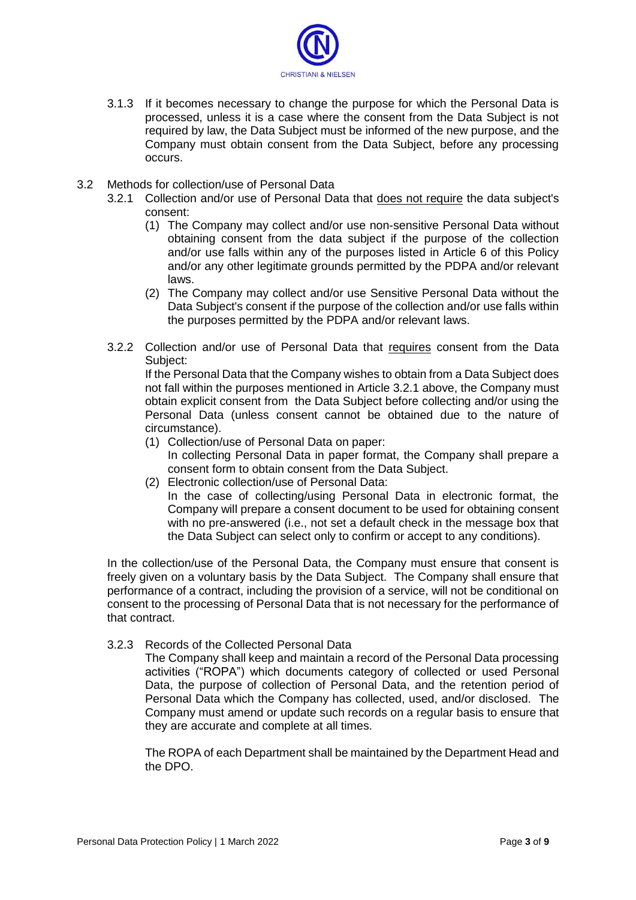3.1.3 If it becomes necessary to change the purpose for which the Personal Data is processed, unless it is a case where the consent from the Data Subject is not required by law, the Data Subject must be informed of the new purpose, and the Company must obtain consent from the Data Subject, before any processing occurs.

3.2 Methods for collection/use of Personal Data

3.2.1 Collection and/or use of Personal Data that <u>does not require</u> the data subject's consent:

(1) The Company may collect and/or use non-sensitive Personal Data without obtaining consent from the data subject if the purpose of the collection and/or use falls within any of the purposes listed in Article 6 of this Policy and/or any other legitimate grounds permitted by the PDPA and/or relevant laws.

(2) The Company may collect and/or use Sensitive Personal Data without the Data Subject's consent if the purpose of the collection and/or use falls within the purposes permitted by the PDPA and/or relevant laws.

3.2.2 Collection and/or use of Personal Data that <u>requires</u> consent from the Data Subject:

If the Personal Data that the Company wishes to obtain from a Data Subject does not fall within the purposes mentioned in Article 3.2.1 above, the Company must obtain explicit consent from the Data Subject before collecting and/or using the Personal Data (unless consent cannot be obtained due to the nature of circumstance).

(1) Collection/use of Personal Data on paper:
In collecting Personal Data in paper format, the Company shall prepare a consent form to obtain consent from the Data Subject.

(2) Electronic collection/use of Personal Data:
In the case of collecting/using Personal Data in electronic format, the Company will prepare a consent document to be used for obtaining consent with no pre-answered (i.e., not set a default check in the message box that the Data Subject can select only to confirm or accept to any conditions).

In the collection/use of the Personal Data, the Company must ensure that consent is freely given on a voluntary basis by the Data Subject. The Company shall ensure that performance of a contract, including the provision of a service, will not be conditional on consent to the processing of Personal Data that is not necessary for the performance of that contract.

3.2.3 Records of the Collected Personal Data

The Company shall keep and maintain a record of the Personal Data processing activities ("ROPA") which documents category of collected or used Personal Data, the purpose of collection of Personal Data, and the retention period of Personal Data which the Company has collected, used, and/or disclosed. The Company must amend or update such records on a regular basis to ensure that they are accurate and complete at all times.

The ROPA of each Department shall be maintained by the Department Head and the DPO.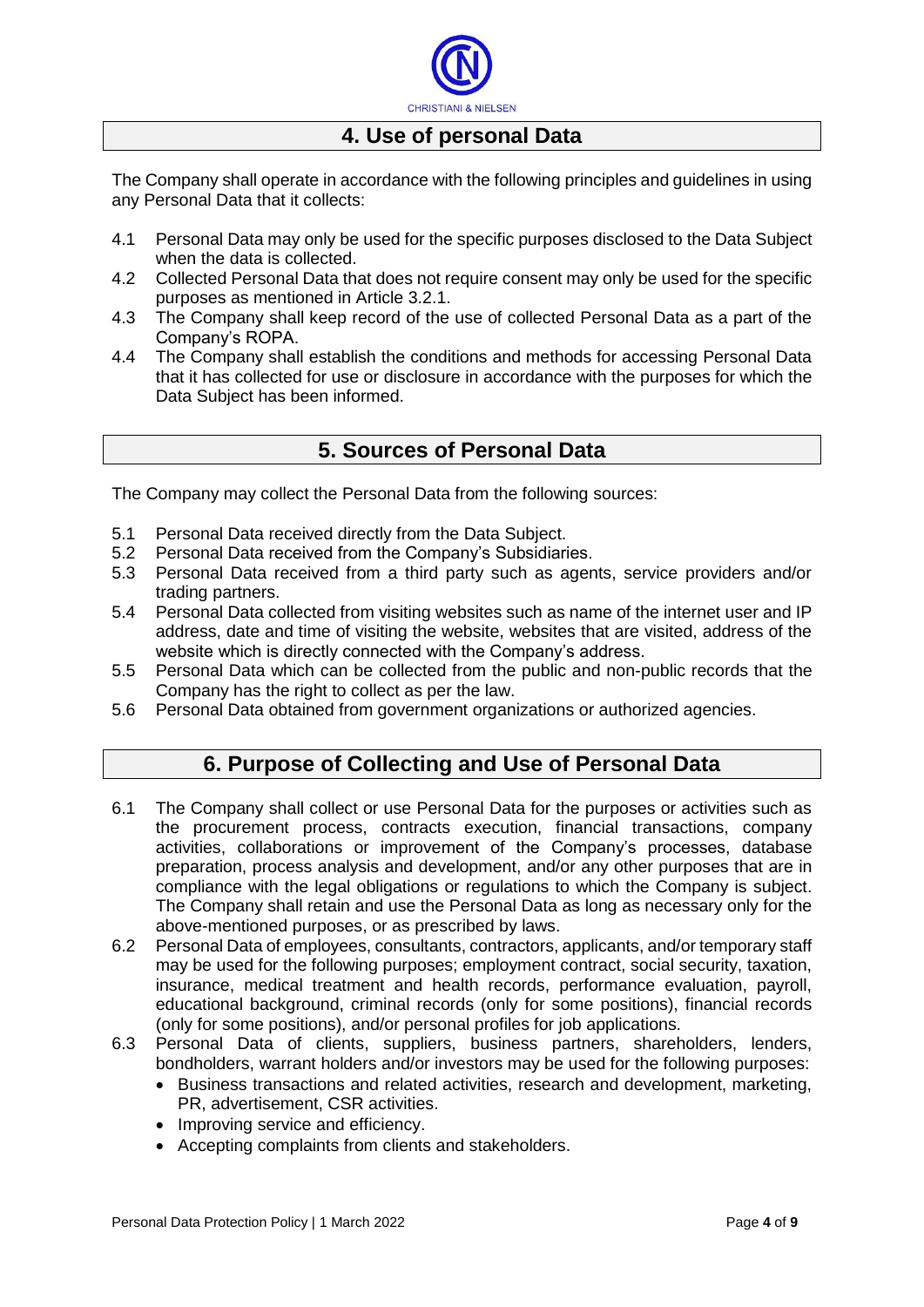## 4. Use of personal Data

The Company shall operate in accordance with the following principles and guidelines in using any Personal Data that it collects:

4.1 Personal Data may only be used for the specific purposes disclosed to the Data Subject when the data is collected.

4.2 Collected Personal Data that does not require consent may only be used for the specific purposes as mentioned in Article 3.2.1.

4.3 The Company shall keep record of the use of collected Personal Data as a part of the Company's ROPA.

4.4 The Company shall establish the conditions and methods for accessing Personal Data that it has collected for use or disclosure in accordance with the purposes for which the Data Subject has been informed.

## 5. Sources of Personal Data

The Company may collect the Personal Data from the following sources:

5.1 Personal Data received directly from the Data Subject.

5.2 Personal Data received from the Company's Subsidiaries.

5.3 Personal Data received from a third party such as agents, service providers and/or trading partners.

5.4 Personal Data collected from visiting websites such as name of the internet user and IP address, date and time of visiting the website, websites that are visited, address of the website which is directly connected with the Company's address.

5.5 Personal Data which can be collected from the public and non-public records that the Company has the right to collect as per the law.

5.6 Personal Data obtained from government organizations or authorized agencies.

## 6. Purpose of Collecting and Use of Personal Data

6.1 The Company shall collect or use Personal Data for the purposes or activities such as the procurement process, contracts execution, financial transactions, company activities, collaborations or improvement of the Company's processes, database preparation, process analysis and development, and/or any other purposes that are in compliance with the legal obligations or regulations to which the Company is subject. The Company shall retain and use the Personal Data as long as necessary only for the above-mentioned purposes, or as prescribed by laws.

6.2 Personal Data of employees, consultants, contractors, applicants, and/or temporary staff may be used for the following purposes; employment contract, social security, taxation, insurance, medical treatment and health records, performance evaluation, payroll, educational background, criminal records (only for some positions), financial records (only for some positions), and/or personal profiles for job applications.

6.3 Personal Data of clients, suppliers, business partners, shareholders, lenders, bondholders, warrant holders and/or investors may be used for the following purposes:

- Business transactions and related activities, research and development, marketing, PR, advertisement, CSR activities.
- Improving service and efficiency.
- Accepting complaints from clients and stakeholders.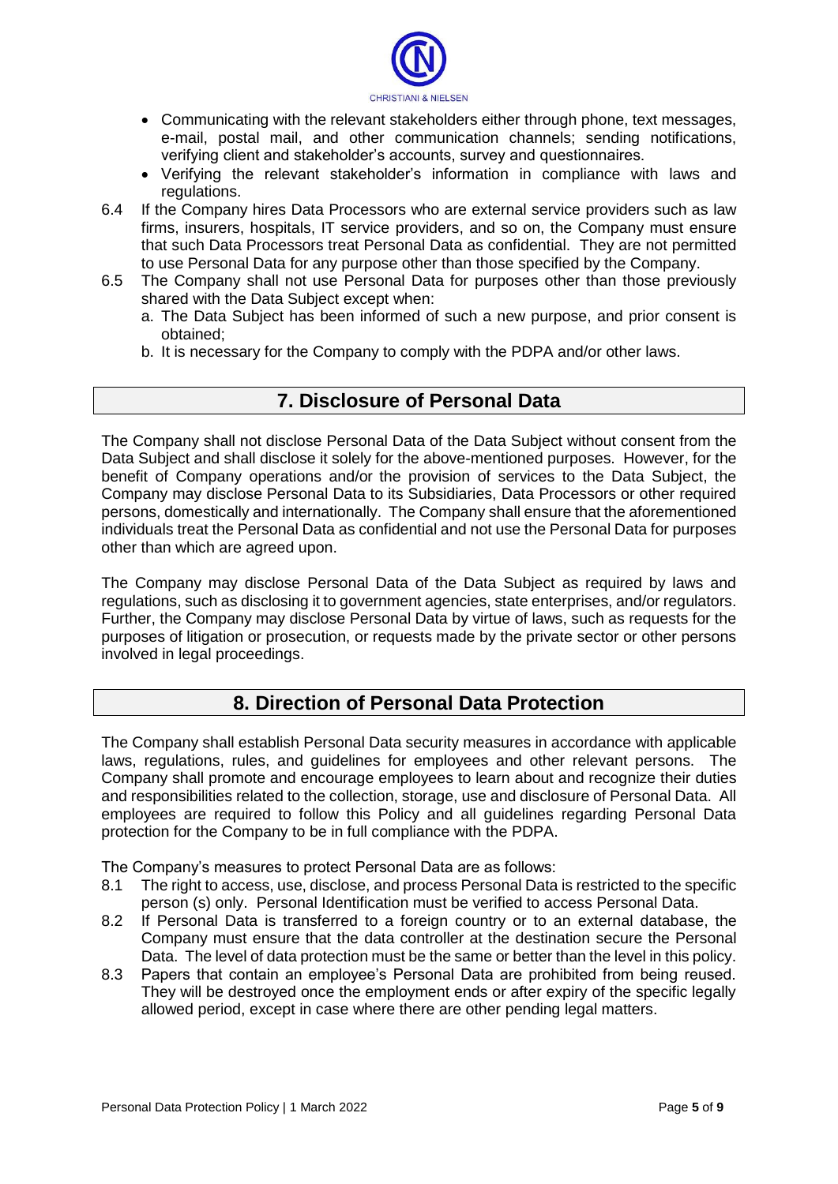- Communicating with the relevant stakeholders either through phone, text messages, e-mail, postal mail, and other communication channels; sending notifications, verifying client and stakeholder's accounts, survey and questionnaires.
- Verifying the relevant stakeholder's information in compliance with laws and regulations.

6.4 If the Company hires Data Processors who are external service providers such as law firms, insurers, hospitals, IT service providers, and so on, the Company must ensure that such Data Processors treat Personal Data as confidential. They are not permitted to use Personal Data for any purpose other than those specified by the Company.

6.5 The Company shall not use Personal Data for purposes other than those previously shared with the Data Subject except when:

a. The Data Subject has been informed of such a new purpose, and prior consent is obtained;

b. It is necessary for the Company to comply with the PDPA and/or other laws.

## 7. Disclosure of Personal Data

The Company shall not disclose Personal Data of the Data Subject without consent from the Data Subject and shall disclose it solely for the above-mentioned purposes. However, for the benefit of Company operations and/or the provision of services to the Data Subject, the Company may disclose Personal Data to its Subsidiaries, Data Processors or other required persons, domestically and internationally. The Company shall ensure that the aforementioned individuals treat the Personal Data as confidential and not use the Personal Data for purposes other than which are agreed upon.

The Company may disclose Personal Data of the Data Subject as required by laws and regulations, such as disclosing it to government agencies, state enterprises, and/or regulators. Further, the Company may disclose Personal Data by virtue of laws, such as requests for the purposes of litigation or prosecution, or requests made by the private sector or other persons involved in legal proceedings.

## 8. Direction of Personal Data Protection

The Company shall establish Personal Data security measures in accordance with applicable laws, regulations, rules, and guidelines for employees and other relevant persons. The Company shall promote and encourage employees to learn about and recognize their duties and responsibilities related to the collection, storage, use and disclosure of Personal Data. All employees are required to follow this Policy and all guidelines regarding Personal Data protection for the Company to be in full compliance with the PDPA.

The Company's measures to protect Personal Data are as follows:

8.1 The right to access, use, disclose, and process Personal Data is restricted to the specific person (s) only. Personal Identification must be verified to access Personal Data.

8.2 If Personal Data is transferred to a foreign country or to an external database, the Company must ensure that the data controller at the destination secure the Personal Data. The level of data protection must be the same or better than the level in this policy.

8.3 Papers that contain an employee's Personal Data are prohibited from being reused. They will be destroyed once the employment ends or after expiry of the specific legally allowed period, except in case where there are other pending legal matters.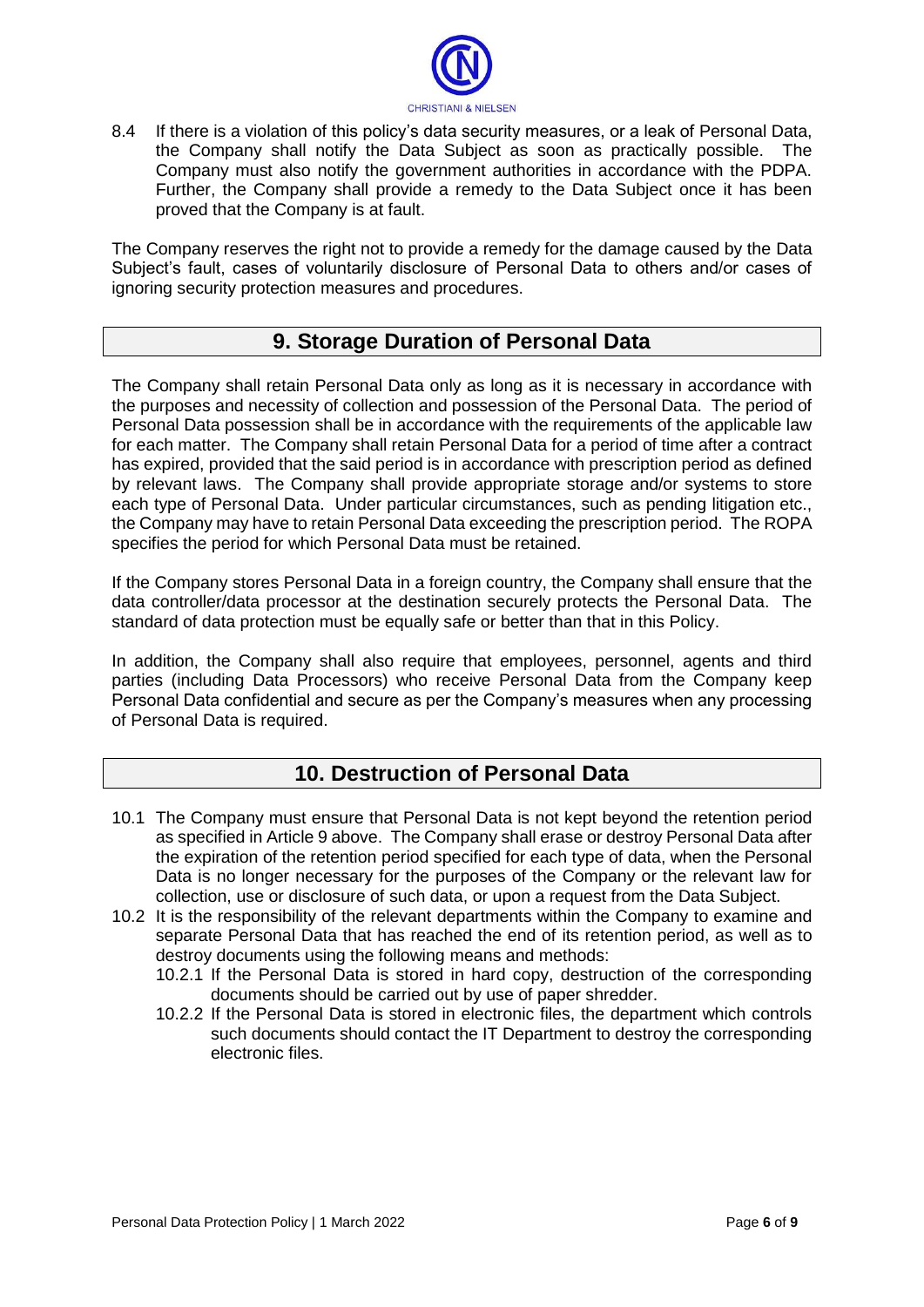8.4 If there is a violation of this policy's data security measures, or a leak of Personal Data, the Company shall notify the Data Subject as soon as practically possible. The Company must also notify the government authorities in accordance with the PDPA. Further, the Company shall provide a remedy to the Data Subject once it has been proved that the Company is at fault.

The Company reserves the right not to provide a remedy for the damage caused by the Data Subject's fault, cases of voluntarily disclosure of Personal Data to others and/or cases of ignoring security protection measures and procedures.

## 9. Storage Duration of Personal Data

The Company shall retain Personal Data only as long as it is necessary in accordance with the purposes and necessity of collection and possession of the Personal Data. The period of Personal Data possession shall be in accordance with the requirements of the applicable law for each matter. The Company shall retain Personal Data for a period of time after a contract has expired, provided that the said period is in accordance with prescription period as defined by relevant laws. The Company shall provide appropriate storage and/or systems to store each type of Personal Data. Under particular circumstances, such as pending litigation etc., the Company may have to retain Personal Data exceeding the prescription period. The ROPA specifies the period for which Personal Data must be retained.

If the Company stores Personal Data in a foreign country, the Company shall ensure that the data controller/data processor at the destination securely protects the Personal Data. The standard of data protection must be equally safe or better than that in this Policy.

In addition, the Company shall also require that employees, personnel, agents and third parties (including Data Processors) who receive Personal Data from the Company keep Personal Data confidential and secure as per the Company's measures when any processing of Personal Data is required.

## 10. Destruction of Personal Data

10.1 The Company must ensure that Personal Data is not kept beyond the retention period as specified in Article 9 above. The Company shall erase or destroy Personal Data after the expiration of the retention period specified for each type of data, when the Personal Data is no longer necessary for the purposes of the Company or the relevant law for collection, use or disclosure of such data, or upon a request from the Data Subject.

10.2 It is the responsibility of the relevant departments within the Company to examine and separate Personal Data that has reached the end of its retention period, as well as to destroy documents using the following means and methods:

10.2.1 If the Personal Data is stored in hard copy, destruction of the corresponding documents should be carried out by use of paper shredder.

10.2.2 If the Personal Data is stored in electronic files, the department which controls such documents should contact the IT Department to destroy the corresponding electronic files.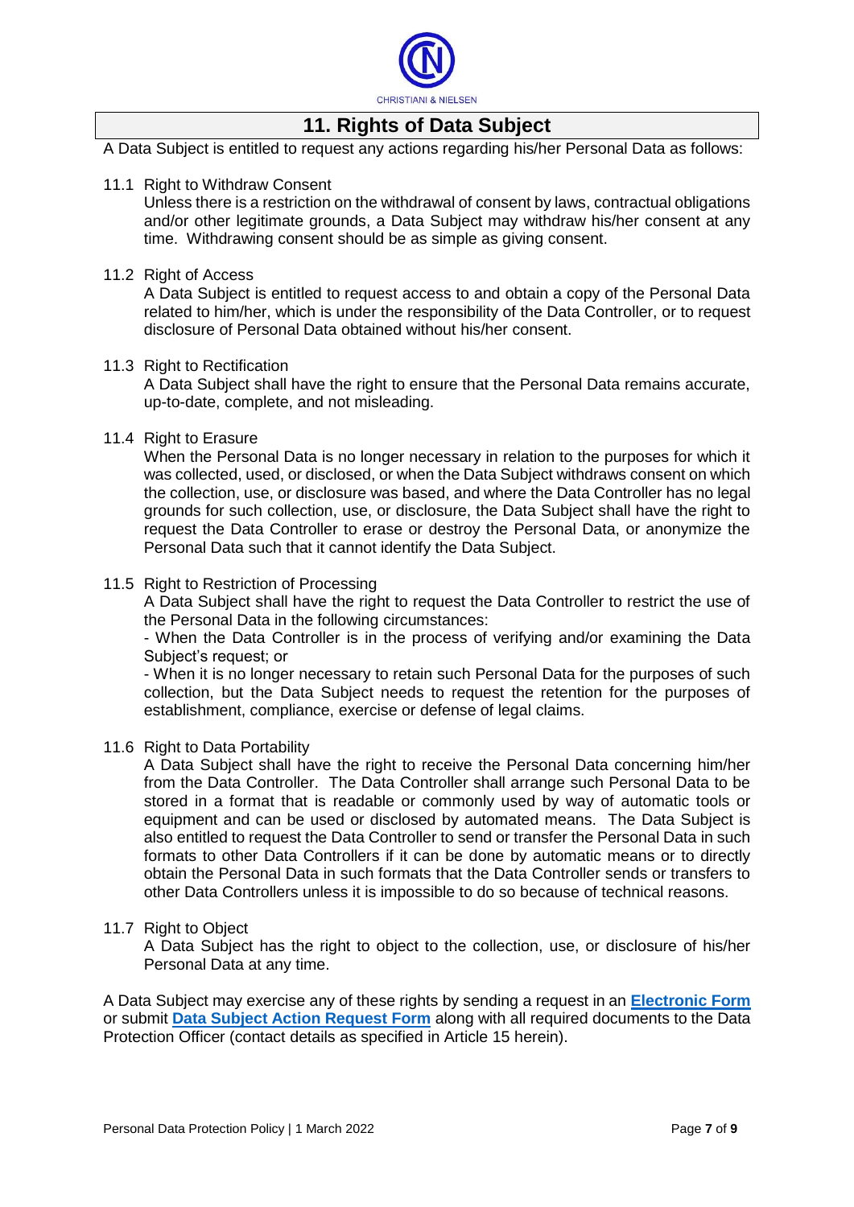## 11. Rights of Data Subject

A Data Subject is entitled to request any actions regarding his/her Personal Data as follows:

11.1 Right to Withdraw Consent

Unless there is a restriction on the withdrawal of consent by laws, contractual obligations and/or other legitimate grounds, a Data Subject may withdraw his/her consent at any time. Withdrawing consent should be as simple as giving consent.

11.2 Right of Access

A Data Subject is entitled to request access to and obtain a copy of the Personal Data related to him/her, which is under the responsibility of the Data Controller, or to request disclosure of Personal Data obtained without his/her consent.

11.3 Right to Rectification

A Data Subject shall have the right to ensure that the Personal Data remains accurate, up-to-date, complete, and not misleading.

11.4 Right to Erasure

When the Personal Data is no longer necessary in relation to the purposes for which it was collected, used, or disclosed, or when the Data Subject withdraws consent on which the collection, use, or disclosure was based, and where the Data Controller has no legal grounds for such collection, use, or disclosure, the Data Subject shall have the right to request the Data Controller to erase or destroy the Personal Data, or anonymize the Personal Data such that it cannot identify the Data Subject.

11.5 Right to Restriction of Processing

A Data Subject shall have the right to request the Data Controller to restrict the use of the Personal Data in the following circumstances:

- When the Data Controller is in the process of verifying and/or examining the Data Subject's request; or
- When it is no longer necessary to retain such Personal Data for the purposes of such collection, but the Data Subject needs to request the retention for the purposes of establishment, compliance, exercise or defense of legal claims.

11.6 Right to Data Portability

A Data Subject shall have the right to receive the Personal Data concerning him/her from the Data Controller. The Data Controller shall arrange such Personal Data to be stored in a format that is readable or commonly used by way of automatic tools or equipment and can be used or disclosed by automated means. The Data Subject is also entitled to request the Data Controller to send or transfer the Personal Data in such formats to other Data Controllers if it can be done by automatic means or to directly obtain the Personal Data in such formats that the Data Controller sends or transfers to other Data Controllers unless it is impossible to do so because of technical reasons.

11.7 Right to Object

A Data Subject has the right to object to the collection, use, or disclosure of his/her Personal Data at any time.

A Data Subject may exercise any of these rights by sending a request in an **Electronic Form** or submit **Data Subject Action Request Form** along with all required documents to the Data Protection Officer (contact details as specified in Article 15 herein).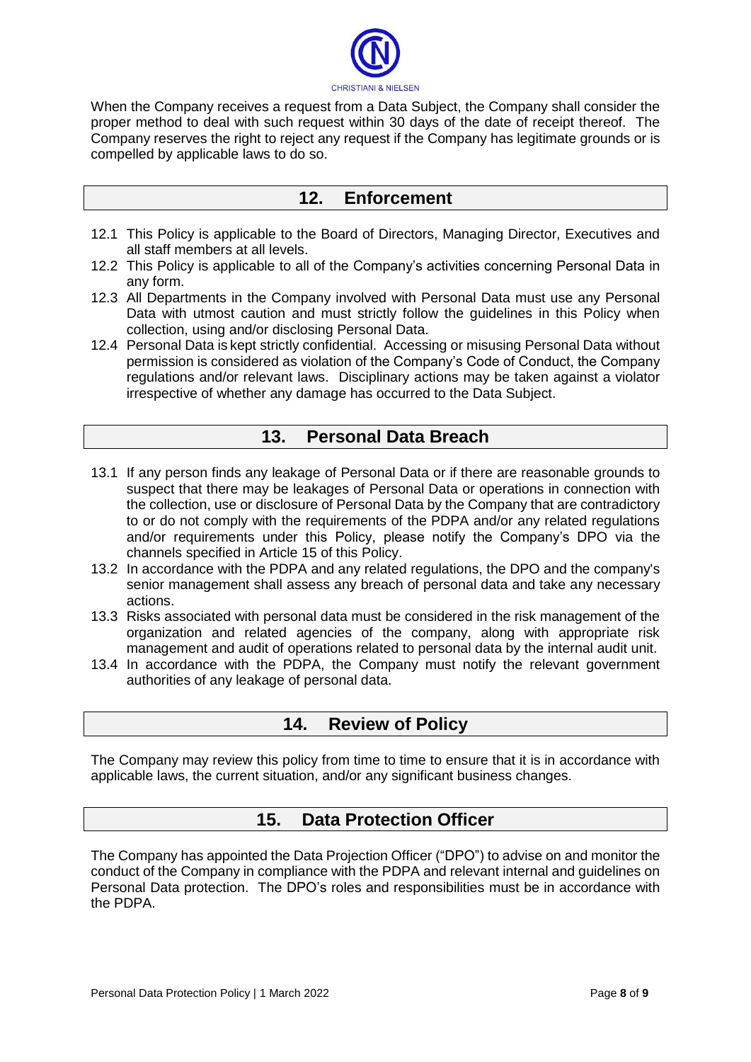When the Company receives a request from a Data Subject, the Company shall consider the proper method to deal with such request within 30 days of the date of receipt thereof. The Company reserves the right to reject any request if the Company has legitimate grounds or is compelled by applicable laws to do so.

## 12. Enforcement

12.1 This Policy is applicable to the Board of Directors, Managing Director, Executives and all staff members at all levels.

12.2 This Policy is applicable to all of the Company's activities concerning Personal Data in any form.

12.3 All Departments in the Company involved with Personal Data must use any Personal Data with utmost caution and must strictly follow the guidelines in this Policy when collection, using and/or disclosing Personal Data.

12.4 Personal Data is kept strictly confidential. Accessing or misusing Personal Data without permission is considered as violation of the Company's Code of Conduct, the Company regulations and/or relevant laws. Disciplinary actions may be taken against a violator irrespective of whether any damage has occurred to the Data Subject.

## 13. Personal Data Breach

13.1 If any person finds any leakage of Personal Data or if there are reasonable grounds to suspect that there may be leakages of Personal Data or operations in connection with the collection, use or disclosure of Personal Data by the Company that are contradictory to or do not comply with the requirements of the PDPA and/or any related regulations and/or requirements under this Policy, please notify the Company's DPO via the channels specified in Article 15 of this Policy.

13.2 In accordance with the PDPA and any related regulations, the DPO and the company's senior management shall assess any breach of personal data and take any necessary actions.

13.3 Risks associated with personal data must be considered in the risk management of the organization and related agencies of the company, along with appropriate risk management and audit of operations related to personal data by the internal audit unit.

13.4 In accordance with the PDPA, the Company must notify the relevant government authorities of any leakage of personal data.

## 14. Review of Policy

The Company may review this policy from time to time to ensure that it is in accordance with applicable laws, the current situation, and/or any significant business changes.

## 15. Data Protection Officer

The Company has appointed the Data Projection Officer ("DPO") to advise on and monitor the conduct of the Company in compliance with the PDPA and relevant internal and guidelines on Personal Data protection. The DPO's roles and responsibilities must be in accordance with the PDPA.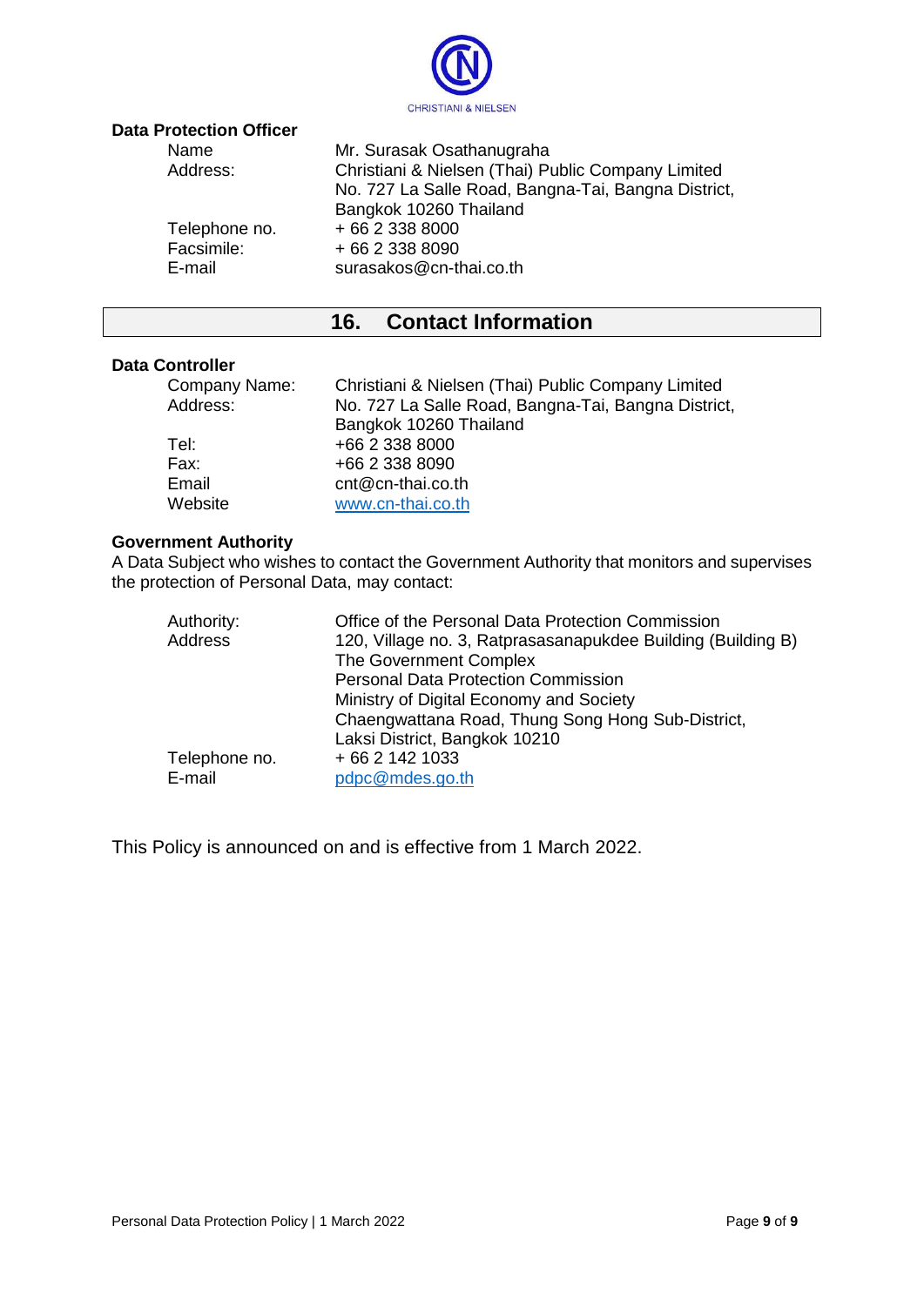**Data Protection Officer**

| | |
|---|---|
| Name | Mr. Surasak Osathanugraha |
| Address: | Christiani & Nielsen (Thai) Public Company Limited<br>No. 727 La Salle Road, Bangna-Tai, Bangna District, Bangkok 10260 Thailand |
| Telephone no. | + 66 2 338 8000 |
| Facsimile: | + 66 2 338 8090 |
| E-mail | surasakos@cn-thai.co.th |

## 16. Contact Information

**Data Controller**

| | |
|---|---|
| Company Name: | Christiani & Nielsen (Thai) Public Company Limited |
| Address: | No. 727 La Salle Road, Bangna-Tai, Bangna District, Bangkok 10260 Thailand |
| Tel: | +66 2 338 8000 |
| Fax: | +66 2 338 8090 |
| Email | cnt@cn-thai.co.th |
| Website | www.cn-thai.co.th |

**Government Authority**

A Data Subject who wishes to contact the Government Authority that monitors and supervises the protection of Personal Data, may contact:

| | |
|---|---|
| Authority: | Office of the Personal Data Protection Commission |
| Address | 120, Village no. 3, Ratprasasanapukdee Building (Building B)<br>The Government Complex<br>Personal Data Protection Commission<br>Ministry of Digital Economy and Society<br>Chaengwattana Road, Thung Song Hong Sub-District, Laksi District, Bangkok 10210 |
| Telephone no. | + 66 2 142 1033 |
| E-mail | pdpc@mdes.go.th |

This Policy is announced on and is effective from 1 March 2022.